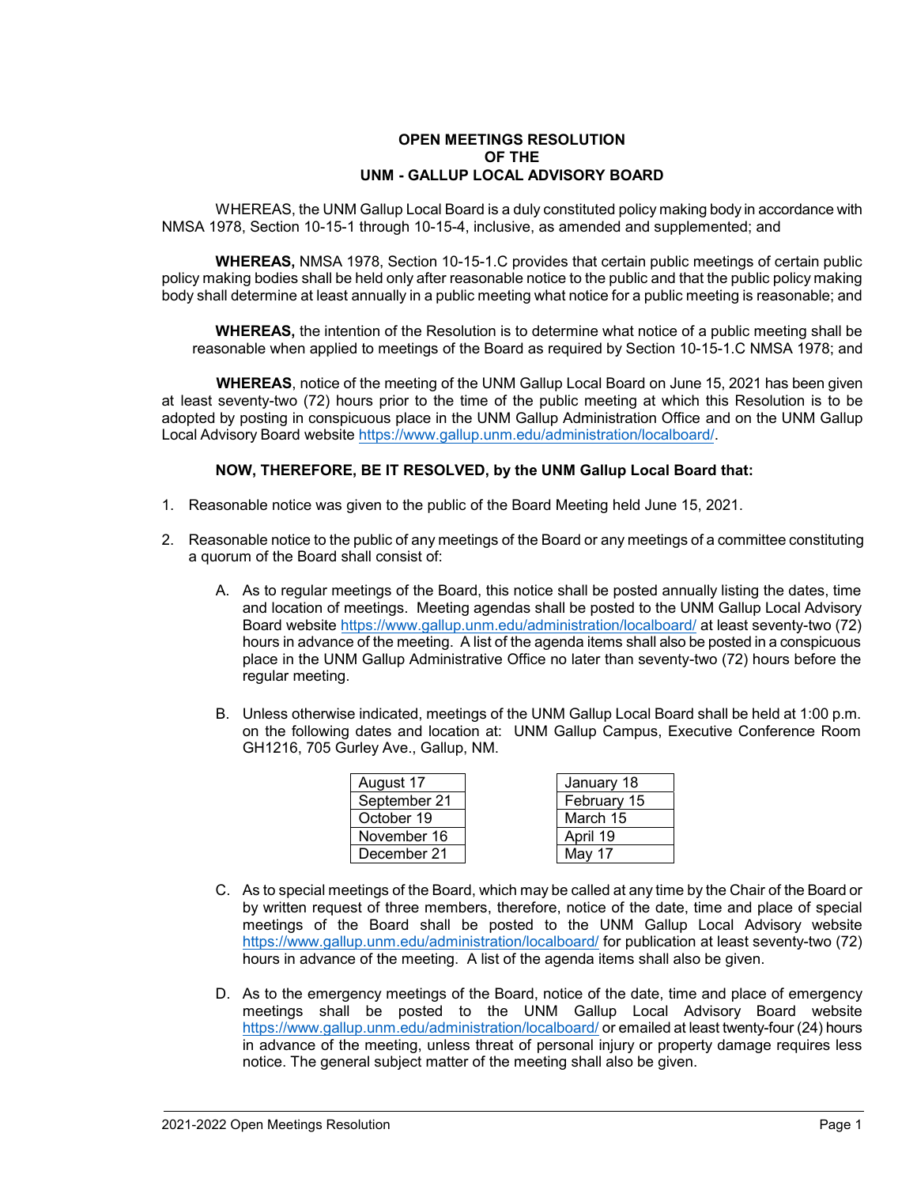# OPEN MEETINGS RESOLUTION
# OF THE
# UNM - GALLUP LOCAL ADVISORY BOARD

WHEREAS, the UNM Gallup Local Board is a duly constituted policy making body in accordance with NMSA 1978, Section 10-15-1 through 10-15-4, inclusive, as amended and supplemented; and

**WHEREAS,** NMSA 1978, Section 10-15-1.C provides that certain public meetings of certain public policy making bodies shall be held only after reasonable notice to the public and that the public policy making body shall determine at least annually in a public meeting what notice for a public meeting is reasonable; and

**WHEREAS,** the intention of the Resolution is to determine what notice of a public meeting shall be reasonable when applied to meetings of the Board as required by Section 10-15-1.C NMSA 1978; and

**WHEREAS**, notice of the meeting of the UNM Gallup Local Board on June 15, 2021 has been given at least seventy-two (72) hours prior to the time of the public meeting at which this Resolution is to be adopted by posting in conspicuous place in the UNM Gallup Administration Office and on the UNM Gallup Local Advisory Board website https://www.gallup.unm.edu/administration/localboard/.

**NOW, THEREFORE, BE IT RESOLVED, by the UNM Gallup Local Board that:**

1. Reasonable notice was given to the public of the Board Meeting held June 15, 2021.

2. Reasonable notice to the public of any meetings of the Board or any meetings of a committee constituting a quorum of the Board shall consist of:

   A. As to regular meetings of the Board, this notice shall be posted annually listing the dates, time and location of meetings. Meeting agendas shall be posted to the UNM Gallup Local Advisory Board website https://www.gallup.unm.edu/administration/localboard/ at least seventy-two (72) hours in advance of the meeting. A list of the agenda items shall also be posted in a conspicuous place in the UNM Gallup Administrative Office no later than seventy-two (72) hours before the regular meeting.

   B. Unless otherwise indicated, meetings of the UNM Gallup Local Board shall be held at 1:00 p.m. on the following dates and location at: UNM Gallup Campus, Executive Conference Room GH1216, 705 Gurley Ave., Gallup, NM.

| | |
|---|---|
| August 17 | January 18 |
| September 21 | February 15 |
| October 19 | March 15 |
| November 16 | April 19 |
| December 21 | May 17 |

   C. As to special meetings of the Board, which may be called at any time by the Chair of the Board or by written request of three members, therefore, notice of the date, time and place of special meetings of the Board shall be posted to the UNM Gallup Local Advisory website https://www.gallup.unm.edu/administration/localboard/ for publication at least seventy-two (72) hours in advance of the meeting. A list of the agenda items shall also be given.

   D. As to the emergency meetings of the Board, notice of the date, time and place of emergency meetings shall be posted to the UNM Gallup Local Advisory Board website https://www.gallup.unm.edu/administration/localboard/ or emailed at least twenty-four (24) hours in advance of the meeting, unless threat of personal injury or property damage requires less notice. The general subject matter of the meeting shall also be given.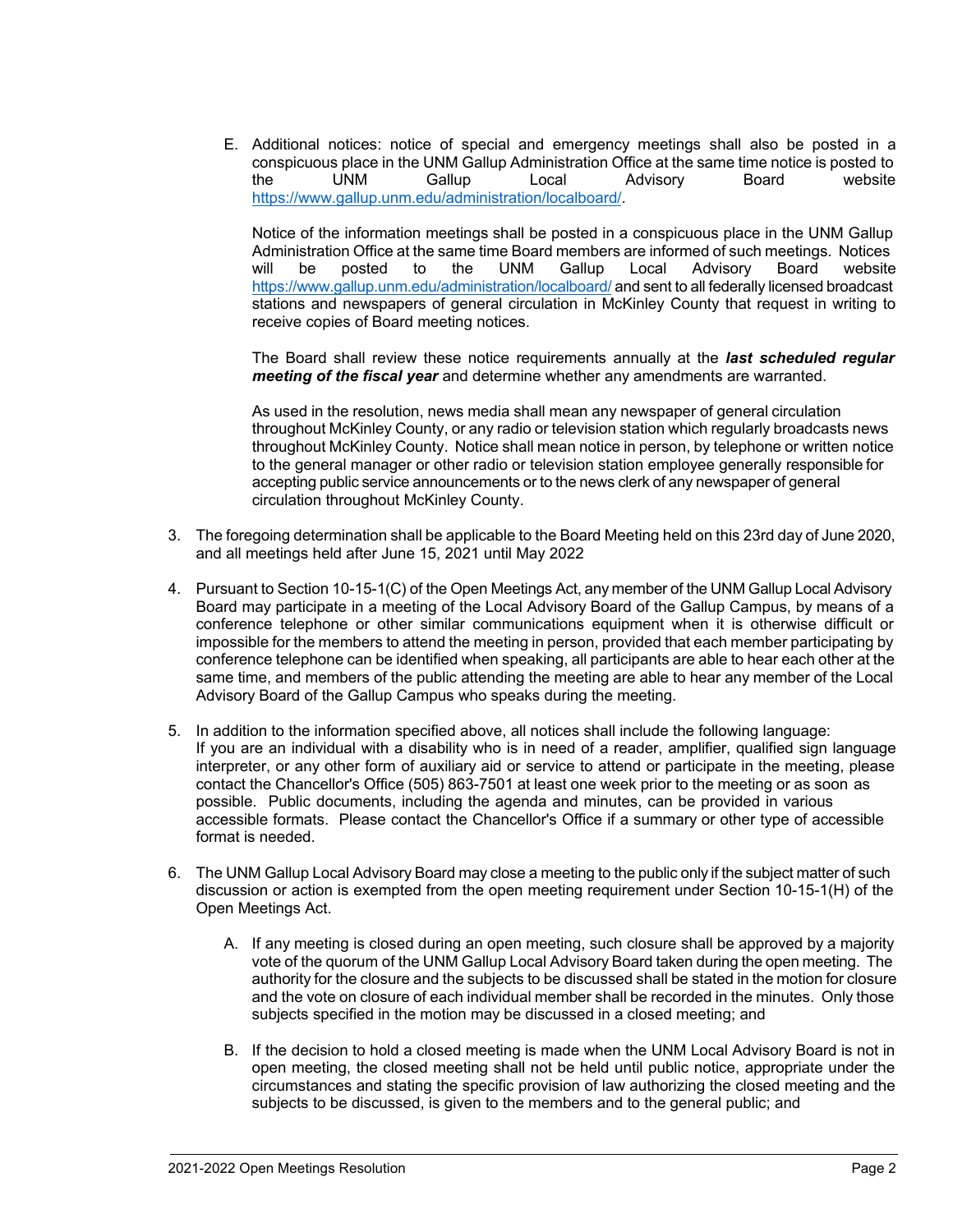E. Additional notices: notice of special and emergency meetings shall also be posted in a conspicuous place in the UNM Gallup Administration Office at the same time notice is posted to the UNM Gallup Local Advisory Board website https://www.gallup.unm.edu/administration/localboard/.

   Notice of the information meetings shall be posted in a conspicuous place in the UNM Gallup Administration Office at the same time Board members are informed of such meetings. Notices will be posted to the UNM Gallup Local Advisory Board website https://www.gallup.unm.edu/administration/localboard/ and sent to all federally licensed broadcast stations and newspapers of general circulation in McKinley County that request in writing to receive copies of Board meeting notices.

   The Board shall review these notice requirements annually at the ***last scheduled regular meeting of the fiscal year*** and determine whether any amendments are warranted.

   As used in the resolution, news media shall mean any newspaper of general circulation throughout McKinley County, or any radio or television station which regularly broadcasts news throughout McKinley County. Notice shall mean notice in person, by telephone or written notice to the general manager or other radio or television station employee generally responsible for accepting public service announcements or to the news clerk of any newspaper of general circulation throughout McKinley County.

3. The foregoing determination shall be applicable to the Board Meeting held on this 23rd day of June 2020, and all meetings held after June 15, 2021 until May 2022

4. Pursuant to Section 10-15-1(C) of the Open Meetings Act, any member of the UNM Gallup Local Advisory Board may participate in a meeting of the Local Advisory Board of the Gallup Campus, by means of a conference telephone or other similar communications equipment when it is otherwise difficult or impossible for the members to attend the meeting in person, provided that each member participating by conference telephone can be identified when speaking, all participants are able to hear each other at the same time, and members of the public attending the meeting are able to hear any member of the Local Advisory Board of the Gallup Campus who speaks during the meeting.

5. In addition to the information specified above, all notices shall include the following language:
   If you are an individual with a disability who is in need of a reader, amplifier, qualified sign language interpreter, or any other form of auxiliary aid or service to attend or participate in the meeting, please contact the Chancellor's Office (505) 863-7501 at least one week prior to the meeting or as soon as possible. Public documents, including the agenda and minutes, can be provided in various accessible formats. Please contact the Chancellor's Office if a summary or other type of accessible format is needed.

6. The UNM Gallup Local Advisory Board may close a meeting to the public only if the subject matter of such discussion or action is exempted from the open meeting requirement under Section 10-15-1(H) of the Open Meetings Act.

   A. If any meeting is closed during an open meeting, such closure shall be approved by a majority vote of the quorum of the UNM Gallup Local Advisory Board taken during the open meeting. The authority for the closure and the subjects to be discussed shall be stated in the motion for closure and the vote on closure of each individual member shall be recorded in the minutes. Only those subjects specified in the motion may be discussed in a closed meeting; and

   B. If the decision to hold a closed meeting is made when the UNM Local Advisory Board is not in open meeting, the closed meeting shall not be held until public notice, appropriate under the circumstances and stating the specific provision of law authorizing the closed meeting and the subjects to be discussed, is given to the members and to the general public; and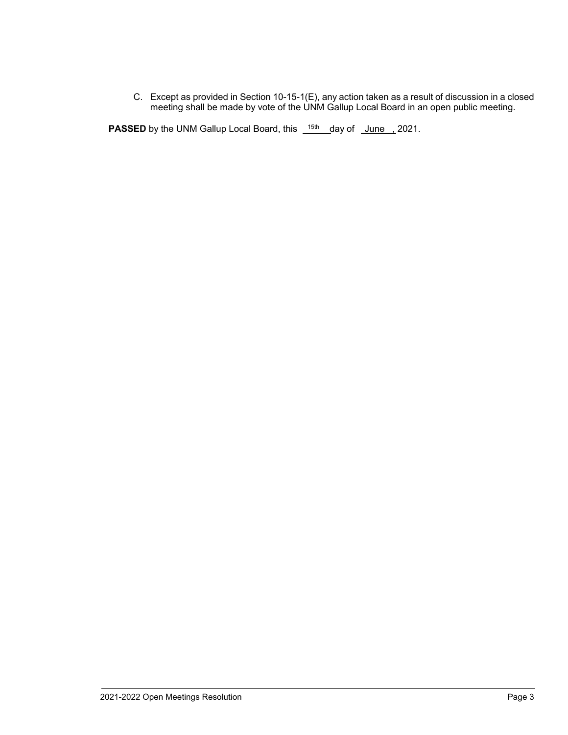C. Except as provided in Section 10-15-1(E), any action taken as a result of discussion in a closed meeting shall be made by vote of the UNM Gallup Local Board in an open public meeting.

**PASSED** by the UNM Gallup Local Board, this 15th day of June, 2021.